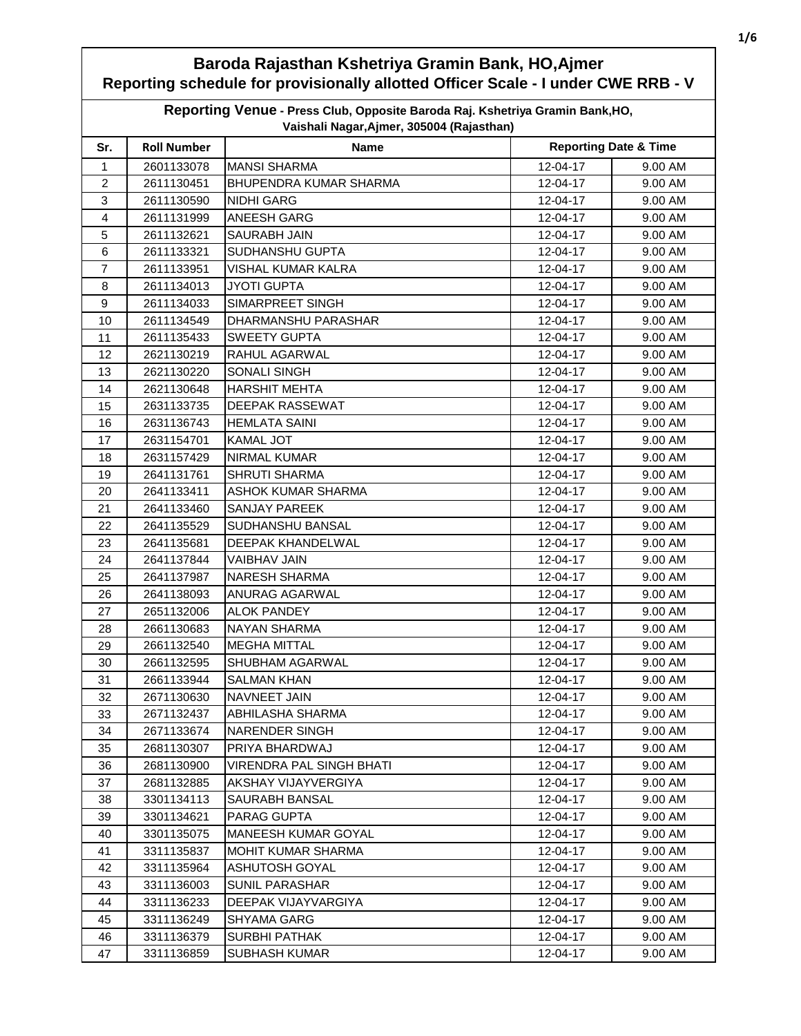# Baroda Rajasthan Kshetriya Gramin Bank, HO,Ajmer

## Reporting schedule for provisionally allotted Officer Scale - I under CWE RRB - V

**Reporting Venue - Press Club, Opposite Baroda Raj. Kshetriya Gramin Bank,HO, Vaishali Nagar,Ajmer, 305004 (Rajasthan)**

| Sr. | Roll Number | Name | Reporting Date & Time | |
|---|---|---|---|---|
| 1 | 2601133078 | MANSI SHARMA | 12-04-17 | 9.00 AM |
| 2 | 2611130451 | BHUPENDRA KUMAR SHARMA | 12-04-17 | 9.00 AM |
| 3 | 2611130590 | NIDHI GARG | 12-04-17 | 9.00 AM |
| 4 | 2611131999 | ANEESH GARG | 12-04-17 | 9.00 AM |
| 5 | 2611132621 | SAURABH JAIN | 12-04-17 | 9.00 AM |
| 6 | 2611133321 | SUDHANSHU GUPTA | 12-04-17 | 9.00 AM |
| 7 | 2611133951 | VISHAL KUMAR KALRA | 12-04-17 | 9.00 AM |
| 8 | 2611134013 | JYOTI GUPTA | 12-04-17 | 9.00 AM |
| 9 | 2611134033 | SIMARPREET SINGH | 12-04-17 | 9.00 AM |
| 10 | 2611134549 | DHARMANSHU PARASHAR | 12-04-17 | 9.00 AM |
| 11 | 2611135433 | SWEETY GUPTA | 12-04-17 | 9.00 AM |
| 12 | 2621130219 | RAHUL AGARWAL | 12-04-17 | 9.00 AM |
| 13 | 2621130220 | SONALI SINGH | 12-04-17 | 9.00 AM |
| 14 | 2621130648 | HARSHIT MEHTA | 12-04-17 | 9.00 AM |
| 15 | 2631133735 | DEEPAK RASSEWAT | 12-04-17 | 9.00 AM |
| 16 | 2631136743 | HEMLATA SAINI | 12-04-17 | 9.00 AM |
| 17 | 2631154701 | KAMAL JOT | 12-04-17 | 9.00 AM |
| 18 | 2631157429 | NIRMAL KUMAR | 12-04-17 | 9.00 AM |
| 19 | 2641131761 | SHRUTI SHARMA | 12-04-17 | 9.00 AM |
| 20 | 2641133411 | ASHOK KUMAR SHARMA | 12-04-17 | 9.00 AM |
| 21 | 2641133460 | SANJAY PAREEK | 12-04-17 | 9.00 AM |
| 22 | 2641135529 | SUDHANSHU BANSAL | 12-04-17 | 9.00 AM |
| 23 | 2641135681 | DEEPAK KHANDELWAL | 12-04-17 | 9.00 AM |
| 24 | 2641137844 | VAIBHAV JAIN | 12-04-17 | 9.00 AM |
| 25 | 2641137987 | NARESH SHARMA | 12-04-17 | 9.00 AM |
| 26 | 2641138093 | ANURAG AGARWAL | 12-04-17 | 9.00 AM |
| 27 | 2651132006 | ALOK PANDEY | 12-04-17 | 9.00 AM |
| 28 | 2661130683 | NAYAN SHARMA | 12-04-17 | 9.00 AM |
| 29 | 2661132540 | MEGHA MITTAL | 12-04-17 | 9.00 AM |
| 30 | 2661132595 | SHUBHAM AGARWAL | 12-04-17 | 9.00 AM |
| 31 | 2661133944 | SALMAN KHAN | 12-04-17 | 9.00 AM |
| 32 | 2671130630 | NAVNEET JAIN | 12-04-17 | 9.00 AM |
| 33 | 2671132437 | ABHILASHA SHARMA | 12-04-17 | 9.00 AM |
| 34 | 2671133674 | NARENDER SINGH | 12-04-17 | 9.00 AM |
| 35 | 2681130307 | PRIYA BHARDWAJ | 12-04-17 | 9.00 AM |
| 36 | 2681130900 | VIRENDRA PAL SINGH BHATI | 12-04-17 | 9.00 AM |
| 37 | 2681132885 | AKSHAY VIJAYVERGIYA | 12-04-17 | 9.00 AM |
| 38 | 3301134113 | SAURABH BANSAL | 12-04-17 | 9.00 AM |
| 39 | 3301134621 | PARAG GUPTA | 12-04-17 | 9.00 AM |
| 40 | 3301135075 | MANEESH KUMAR GOYAL | 12-04-17 | 9.00 AM |
| 41 | 3311135837 | MOHIT KUMAR SHARMA | 12-04-17 | 9.00 AM |
| 42 | 3311135964 | ASHUTOSH GOYAL | 12-04-17 | 9.00 AM |
| 43 | 3311136003 | SUNIL PARASHAR | 12-04-17 | 9.00 AM |
| 44 | 3311136233 | DEEPAK VIJAYVARGIYA | 12-04-17 | 9.00 AM |
| 45 | 3311136249 | SHYAMA GARG | 12-04-17 | 9.00 AM |
| 46 | 3311136379 | SURBHI PATHAK | 12-04-17 | 9.00 AM |
| 47 | 3311136859 | SUBHASH KUMAR | 12-04-17 | 9.00 AM |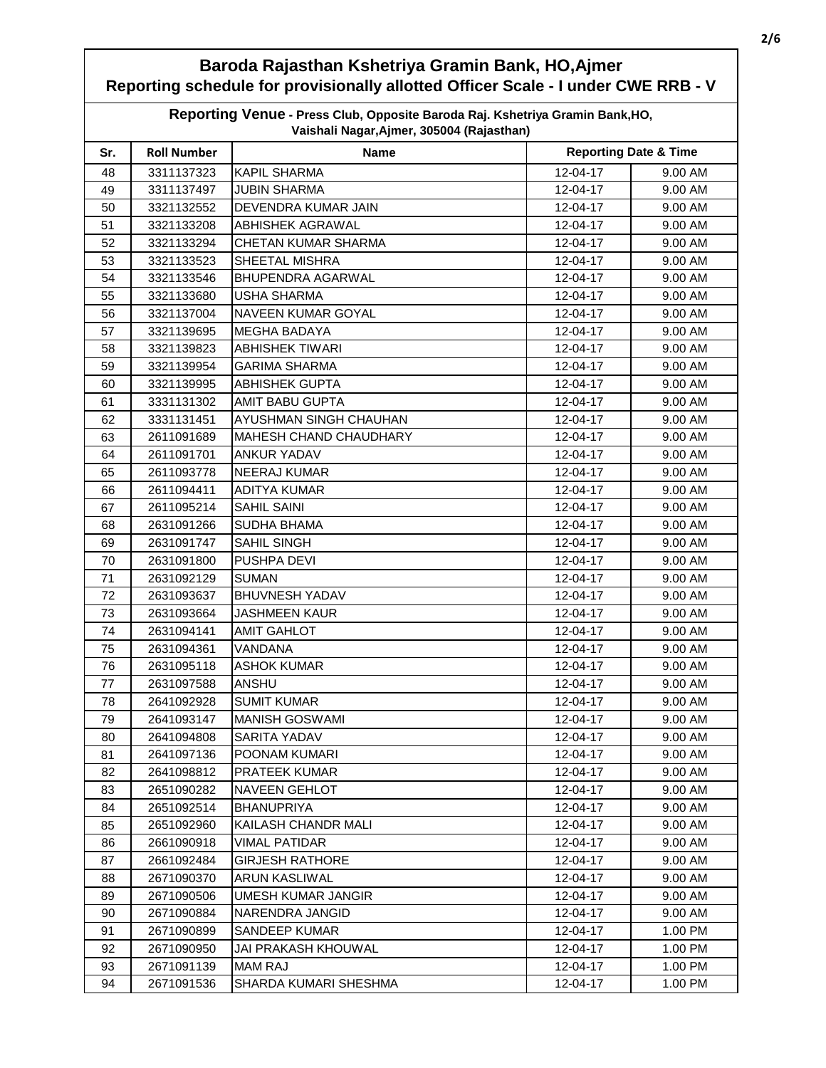# Baroda Rajasthan Kshetriya Gramin Bank, HO,Ajmer

## Reporting schedule for provisionally allotted Officer Scale - I under CWE RRB - V

**Reporting Venue - Press Club, Opposite Baroda Raj. Kshetriya Gramin Bank,HO, Vaishali Nagar,Ajmer, 305004 (Rajasthan)**

| Sr. | Roll Number | Name | Reporting Date & Time | |
|---|---|---|---|---|
| 48 | 3311137323 | KAPIL SHARMA | 12-04-17 | 9.00 AM |
| 49 | 3311137497 | JUBIN SHARMA | 12-04-17 | 9.00 AM |
| 50 | 3321132552 | DEVENDRA KUMAR JAIN | 12-04-17 | 9.00 AM |
| 51 | 3321133208 | ABHISHEK AGRAWAL | 12-04-17 | 9.00 AM |
| 52 | 3321133294 | CHETAN KUMAR SHARMA | 12-04-17 | 9.00 AM |
| 53 | 3321133523 | SHEETAL MISHRA | 12-04-17 | 9.00 AM |
| 54 | 3321133546 | BHUPENDRA AGARWAL | 12-04-17 | 9.00 AM |
| 55 | 3321133680 | USHA SHARMA | 12-04-17 | 9.00 AM |
| 56 | 3321137004 | NAVEEN KUMAR GOYAL | 12-04-17 | 9.00 AM |
| 57 | 3321139695 | MEGHA BADAYA | 12-04-17 | 9.00 AM |
| 58 | 3321139823 | ABHISHEK TIWARI | 12-04-17 | 9.00 AM |
| 59 | 3321139954 | GARIMA SHARMA | 12-04-17 | 9.00 AM |
| 60 | 3321139995 | ABHISHEK GUPTA | 12-04-17 | 9.00 AM |
| 61 | 3331131302 | AMIT BABU GUPTA | 12-04-17 | 9.00 AM |
| 62 | 3331131451 | AYUSHMAN SINGH CHAUHAN | 12-04-17 | 9.00 AM |
| 63 | 2611091689 | MAHESH CHAND CHAUDHARY | 12-04-17 | 9.00 AM |
| 64 | 2611091701 | ANKUR YADAV | 12-04-17 | 9.00 AM |
| 65 | 2611093778 | NEERAJ KUMAR | 12-04-17 | 9.00 AM |
| 66 | 2611094411 | ADITYA KUMAR | 12-04-17 | 9.00 AM |
| 67 | 2611095214 | SAHIL SAINI | 12-04-17 | 9.00 AM |
| 68 | 2631091266 | SUDHA BHAMA | 12-04-17 | 9.00 AM |
| 69 | 2631091747 | SAHIL SINGH | 12-04-17 | 9.00 AM |
| 70 | 2631091800 | PUSHPA DEVI | 12-04-17 | 9.00 AM |
| 71 | 2631092129 | SUMAN | 12-04-17 | 9.00 AM |
| 72 | 2631093637 | BHUVNESH YADAV | 12-04-17 | 9.00 AM |
| 73 | 2631093664 | JASHMEEN KAUR | 12-04-17 | 9.00 AM |
| 74 | 2631094141 | AMIT GAHLOT | 12-04-17 | 9.00 AM |
| 75 | 2631094361 | VANDANA | 12-04-17 | 9.00 AM |
| 76 | 2631095118 | ASHOK KUMAR | 12-04-17 | 9.00 AM |
| 77 | 2631097588 | ANSHU | 12-04-17 | 9.00 AM |
| 78 | 2641092928 | SUMIT KUMAR | 12-04-17 | 9.00 AM |
| 79 | 2641093147 | MANISH GOSWAMI | 12-04-17 | 9.00 AM |
| 80 | 2641094808 | SARITA YADAV | 12-04-17 | 9.00 AM |
| 81 | 2641097136 | POONAM KUMARI | 12-04-17 | 9.00 AM |
| 82 | 2641098812 | PRATEEK KUMAR | 12-04-17 | 9.00 AM |
| 83 | 2651090282 | NAVEEN GEHLOT | 12-04-17 | 9.00 AM |
| 84 | 2651092514 | BHANUPRIYA | 12-04-17 | 9.00 AM |
| 85 | 2651092960 | KAILASH CHANDR MALI | 12-04-17 | 9.00 AM |
| 86 | 2661090918 | VIMAL PATIDAR | 12-04-17 | 9.00 AM |
| 87 | 2661092484 | GIRJESH RATHORE | 12-04-17 | 9.00 AM |
| 88 | 2671090370 | ARUN KASLIWAL | 12-04-17 | 9.00 AM |
| 89 | 2671090506 | UMESH KUMAR JANGIR | 12-04-17 | 9.00 AM |
| 90 | 2671090884 | NARENDRA JANGID | 12-04-17 | 9.00 AM |
| 91 | 2671090899 | SANDEEP KUMAR | 12-04-17 | 1.00 PM |
| 92 | 2671090950 | JAI PRAKASH KHOUWAL | 12-04-17 | 1.00 PM |
| 93 | 2671091139 | MAM RAJ | 12-04-17 | 1.00 PM |
| 94 | 2671091536 | SHARDA KUMARI SHESHMA | 12-04-17 | 1.00 PM |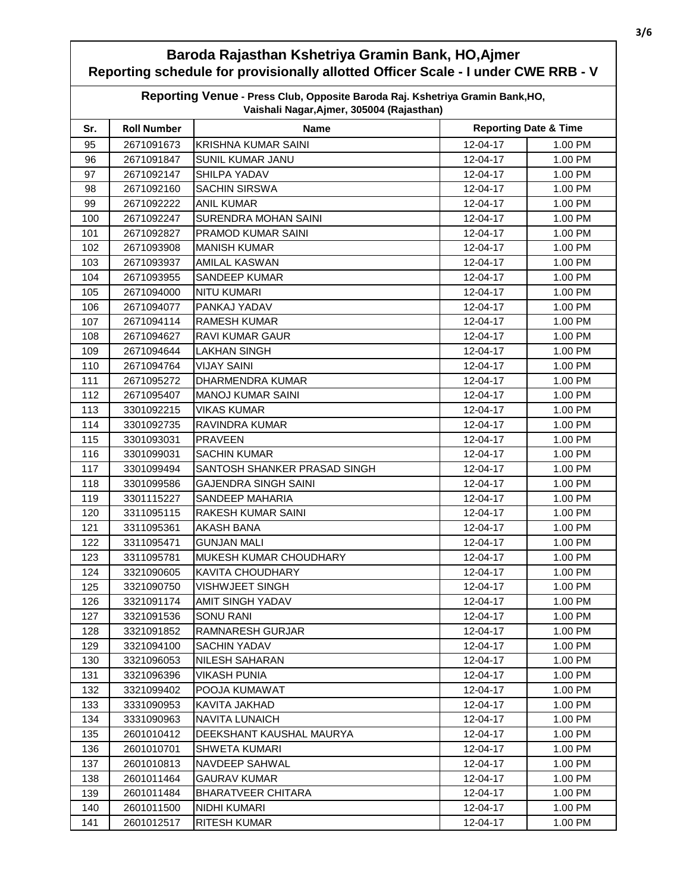# Baroda Rajasthan Kshetriya Gramin Bank, HO,Ajmer

## Reporting schedule for provisionally allotted Officer Scale - I under CWE RRB - V

**Reporting Venue - Press Club, Opposite Baroda Raj. Kshetriya Gramin Bank,HO, Vaishali Nagar,Ajmer, 305004 (Rajasthan)**

| Sr. | Roll Number | Name | Reporting Date & Time | |
|---|---|---|---|---|
| 95 | 2671091673 | KRISHNA KUMAR SAINI | 12-04-17 | 1.00 PM |
| 96 | 2671091847 | SUNIL KUMAR JANU | 12-04-17 | 1.00 PM |
| 97 | 2671092147 | SHILPA YADAV | 12-04-17 | 1.00 PM |
| 98 | 2671092160 | SACHIN SIRSWA | 12-04-17 | 1.00 PM |
| 99 | 2671092222 | ANIL KUMAR | 12-04-17 | 1.00 PM |
| 100 | 2671092247 | SURENDRA MOHAN SAINI | 12-04-17 | 1.00 PM |
| 101 | 2671092827 | PRAMOD KUMAR SAINI | 12-04-17 | 1.00 PM |
| 102 | 2671093908 | MANISH KUMAR | 12-04-17 | 1.00 PM |
| 103 | 2671093937 | AMILAL KASWAN | 12-04-17 | 1.00 PM |
| 104 | 2671093955 | SANDEEP KUMAR | 12-04-17 | 1.00 PM |
| 105 | 2671094000 | NITU KUMARI | 12-04-17 | 1.00 PM |
| 106 | 2671094077 | PANKAJ YADAV | 12-04-17 | 1.00 PM |
| 107 | 2671094114 | RAMESH KUMAR | 12-04-17 | 1.00 PM |
| 108 | 2671094627 | RAVI KUMAR GAUR | 12-04-17 | 1.00 PM |
| 109 | 2671094644 | LAKHAN SINGH | 12-04-17 | 1.00 PM |
| 110 | 2671094764 | VIJAY SAINI | 12-04-17 | 1.00 PM |
| 111 | 2671095272 | DHARMENDRA KUMAR | 12-04-17 | 1.00 PM |
| 112 | 2671095407 | MANOJ KUMAR SAINI | 12-04-17 | 1.00 PM |
| 113 | 3301092215 | VIKAS KUMAR | 12-04-17 | 1.00 PM |
| 114 | 3301092735 | RAVINDRA KUMAR | 12-04-17 | 1.00 PM |
| 115 | 3301093031 | PRAVEEN | 12-04-17 | 1.00 PM |
| 116 | 3301099031 | SACHIN KUMAR | 12-04-17 | 1.00 PM |
| 117 | 3301099494 | SANTOSH SHANKER PRASAD SINGH | 12-04-17 | 1.00 PM |
| 118 | 3301099586 | GAJENDRA SINGH SAINI | 12-04-17 | 1.00 PM |
| 119 | 3301115227 | SANDEEP MAHARIA | 12-04-17 | 1.00 PM |
| 120 | 3311095115 | RAKESH KUMAR SAINI | 12-04-17 | 1.00 PM |
| 121 | 3311095361 | AKASH BANA | 12-04-17 | 1.00 PM |
| 122 | 3311095471 | GUNJAN MALI | 12-04-17 | 1.00 PM |
| 123 | 3311095781 | MUKESH KUMAR CHOUDHARY | 12-04-17 | 1.00 PM |
| 124 | 3321090605 | KAVITA CHOUDHARY | 12-04-17 | 1.00 PM |
| 125 | 3321090750 | VISHWJEET SINGH | 12-04-17 | 1.00 PM |
| 126 | 3321091174 | AMIT SINGH YADAV | 12-04-17 | 1.00 PM |
| 127 | 3321091536 | SONU RANI | 12-04-17 | 1.00 PM |
| 128 | 3321091852 | RAMNARESH GURJAR | 12-04-17 | 1.00 PM |
| 129 | 3321094100 | SACHIN YADAV | 12-04-17 | 1.00 PM |
| 130 | 3321096053 | NILESH SAHARAN | 12-04-17 | 1.00 PM |
| 131 | 3321096396 | VIKASH PUNIA | 12-04-17 | 1.00 PM |
| 132 | 3321099402 | POOJA KUMAWAT | 12-04-17 | 1.00 PM |
| 133 | 3331090953 | KAVITA JAKHAD | 12-04-17 | 1.00 PM |
| 134 | 3331090963 | NAVITA LUNAICH | 12-04-17 | 1.00 PM |
| 135 | 2601010412 | DEEKSHANT KAUSHAL MAURYA | 12-04-17 | 1.00 PM |
| 136 | 2601010701 | SHWETA KUMARI | 12-04-17 | 1.00 PM |
| 137 | 2601010813 | NAVDEEP SAHWAL | 12-04-17 | 1.00 PM |
| 138 | 2601011464 | GAURAV KUMAR | 12-04-17 | 1.00 PM |
| 139 | 2601011484 | BHARATVEER CHITARA | 12-04-17 | 1.00 PM |
| 140 | 2601011500 | NIDHI KUMARI | 12-04-17 | 1.00 PM |
| 141 | 2601012517 | RITESH KUMAR | 12-04-17 | 1.00 PM |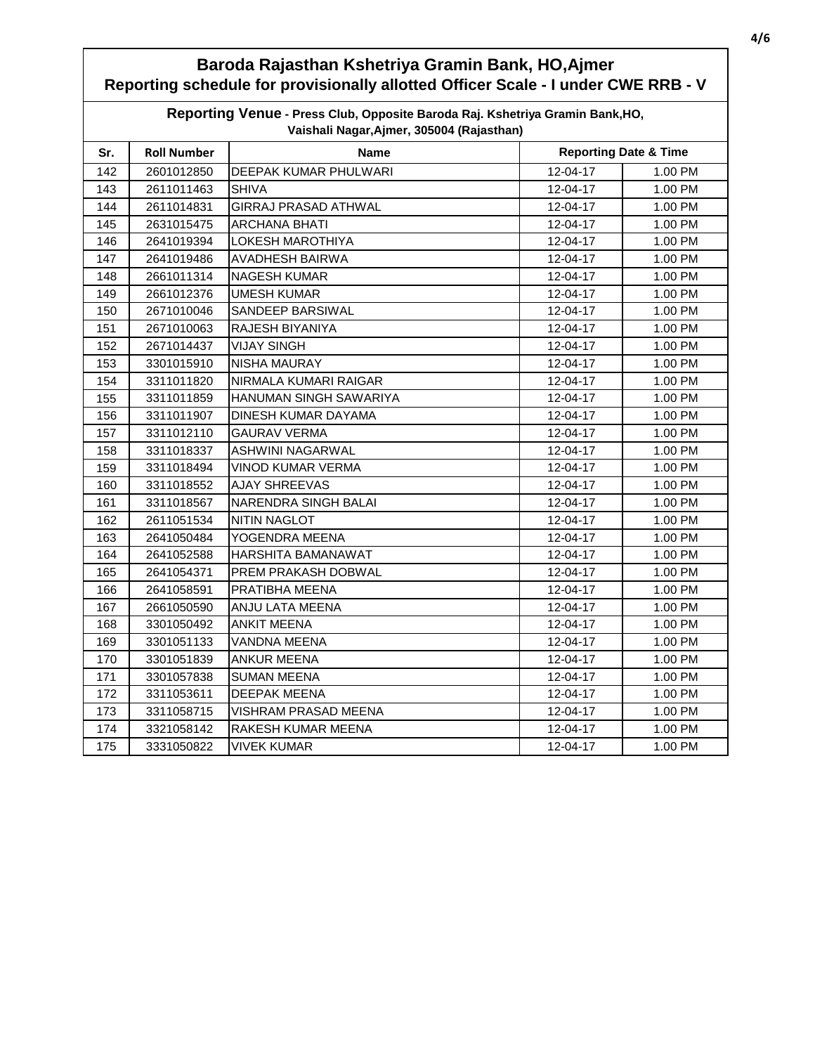# Baroda Rajasthan Kshetriya Gramin Bank, HO,Ajmer

## Reporting schedule for provisionally allotted Officer Scale - I under CWE RRB - V

**Reporting Venue - Press Club, Opposite Baroda Raj. Kshetriya Gramin Bank,HO, Vaishali Nagar,Ajmer, 305004 (Rajasthan)**

| Sr. | Roll Number | Name | Reporting Date & Time | |
|---|---|---|---|---|
| 142 | 2601012850 | DEEPAK KUMAR PHULWARI | 12-04-17 | 1.00 PM |
| 143 | 2611011463 | SHIVA | 12-04-17 | 1.00 PM |
| 144 | 2611014831 | GIRRAJ PRASAD ATHWAL | 12-04-17 | 1.00 PM |
| 145 | 2631015475 | ARCHANA BHATI | 12-04-17 | 1.00 PM |
| 146 | 2641019394 | LOKESH MAROTHIYA | 12-04-17 | 1.00 PM |
| 147 | 2641019486 | AVADHESH BAIRWA | 12-04-17 | 1.00 PM |
| 148 | 2661011314 | NAGESH KUMAR | 12-04-17 | 1.00 PM |
| 149 | 2661012376 | UMESH KUMAR | 12-04-17 | 1.00 PM |
| 150 | 2671010046 | SANDEEP BARSIWAL | 12-04-17 | 1.00 PM |
| 151 | 2671010063 | RAJESH BIYANIYA | 12-04-17 | 1.00 PM |
| 152 | 2671014437 | VIJAY SINGH | 12-04-17 | 1.00 PM |
| 153 | 3301015910 | NISHA MAURAY | 12-04-17 | 1.00 PM |
| 154 | 3311011820 | NIRMALA KUMARI RAIGAR | 12-04-17 | 1.00 PM |
| 155 | 3311011859 | HANUMAN SINGH SAWARIYA | 12-04-17 | 1.00 PM |
| 156 | 3311011907 | DINESH KUMAR DAYAMA | 12-04-17 | 1.00 PM |
| 157 | 3311012110 | GAURAV VERMA | 12-04-17 | 1.00 PM |
| 158 | 3311018337 | ASHWINI NAGARWAL | 12-04-17 | 1.00 PM |
| 159 | 3311018494 | VINOD KUMAR VERMA | 12-04-17 | 1.00 PM |
| 160 | 3311018552 | AJAY SHREEVAS | 12-04-17 | 1.00 PM |
| 161 | 3311018567 | NARENDRA SINGH BALAI | 12-04-17 | 1.00 PM |
| 162 | 2611051534 | NITIN NAGLOT | 12-04-17 | 1.00 PM |
| 163 | 2641050484 | YOGENDRA MEENA | 12-04-17 | 1.00 PM |
| 164 | 2641052588 | HARSHITA BAMANAWAT | 12-04-17 | 1.00 PM |
| 165 | 2641054371 | PREM PRAKASH DOBWAL | 12-04-17 | 1.00 PM |
| 166 | 2641058591 | PRATIBHA MEENA | 12-04-17 | 1.00 PM |
| 167 | 2661050590 | ANJU LATA MEENA | 12-04-17 | 1.00 PM |
| 168 | 3301050492 | ANKIT MEENA | 12-04-17 | 1.00 PM |
| 169 | 3301051133 | VANDNA MEENA | 12-04-17 | 1.00 PM |
| 170 | 3301051839 | ANKUR MEENA | 12-04-17 | 1.00 PM |
| 171 | 3301057838 | SUMAN MEENA | 12-04-17 | 1.00 PM |
| 172 | 3311053611 | DEEPAK MEENA | 12-04-17 | 1.00 PM |
| 173 | 3311058715 | VISHRAM PRASAD MEENA | 12-04-17 | 1.00 PM |
| 174 | 3321058142 | RAKESH KUMAR MEENA | 12-04-17 | 1.00 PM |
| 175 | 3331050822 | VIVEK KUMAR | 12-04-17 | 1.00 PM |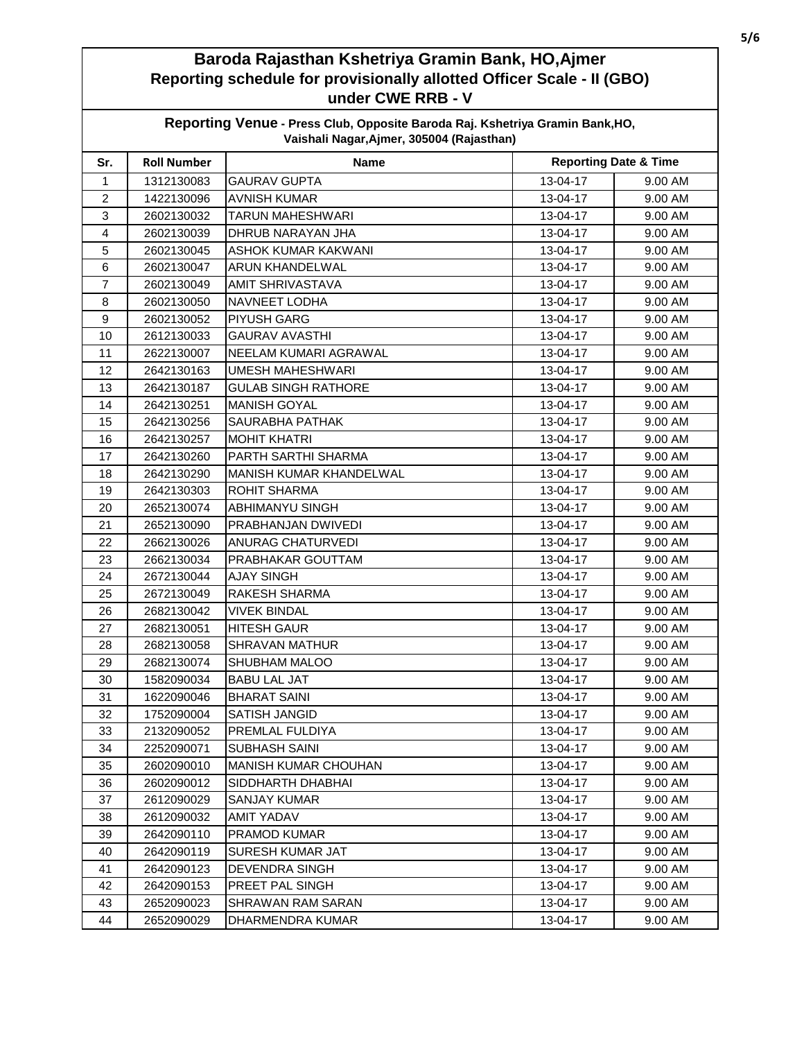# Baroda Rajasthan Kshetriya Gramin Bank, HO,Ajmer

## Reporting schedule for provisionally allotted Officer Scale - II (GBO) under CWE RRB - V

**Reporting Venue - Press Club, Opposite Baroda Raj. Kshetriya Gramin Bank,HO, Vaishali Nagar,Ajmer, 305004 (Rajasthan)**

| Sr. | Roll Number | Name | Reporting Date & Time | |
|---|---|---|---|---|
| 1 | 1312130083 | GAURAV GUPTA | 13-04-17 | 9.00 AM |
| 2 | 1422130096 | AVNISH KUMAR | 13-04-17 | 9.00 AM |
| 3 | 2602130032 | TARUN MAHESHWARI | 13-04-17 | 9.00 AM |
| 4 | 2602130039 | DHRUB NARAYAN JHA | 13-04-17 | 9.00 AM |
| 5 | 2602130045 | ASHOK KUMAR KAKWANI | 13-04-17 | 9.00 AM |
| 6 | 2602130047 | ARUN KHANDELWAL | 13-04-17 | 9.00 AM |
| 7 | 2602130049 | AMIT SHRIVASTAVA | 13-04-17 | 9.00 AM |
| 8 | 2602130050 | NAVNEET LODHA | 13-04-17 | 9.00 AM |
| 9 | 2602130052 | PIYUSH GARG | 13-04-17 | 9.00 AM |
| 10 | 2612130033 | GAURAV AVASTHI | 13-04-17 | 9.00 AM |
| 11 | 2622130007 | NEELAM KUMARI AGRAWAL | 13-04-17 | 9.00 AM |
| 12 | 2642130163 | UMESH MAHESHWARI | 13-04-17 | 9.00 AM |
| 13 | 2642130187 | GULAB SINGH RATHORE | 13-04-17 | 9.00 AM |
| 14 | 2642130251 | MANISH GOYAL | 13-04-17 | 9.00 AM |
| 15 | 2642130256 | SAURABHA PATHAK | 13-04-17 | 9.00 AM |
| 16 | 2642130257 | MOHIT KHATRI | 13-04-17 | 9.00 AM |
| 17 | 2642130260 | PARTH SARTHI SHARMA | 13-04-17 | 9.00 AM |
| 18 | 2642130290 | MANISH KUMAR KHANDELWAL | 13-04-17 | 9.00 AM |
| 19 | 2642130303 | ROHIT SHARMA | 13-04-17 | 9.00 AM |
| 20 | 2652130074 | ABHIMANYU SINGH | 13-04-17 | 9.00 AM |
| 21 | 2652130090 | PRABHANJAN DWIVEDI | 13-04-17 | 9.00 AM |
| 22 | 2662130026 | ANURAG CHATURVEDI | 13-04-17 | 9.00 AM |
| 23 | 2662130034 | PRABHAKAR GOUTTAM | 13-04-17 | 9.00 AM |
| 24 | 2672130044 | AJAY SINGH | 13-04-17 | 9.00 AM |
| 25 | 2672130049 | RAKESH SHARMA | 13-04-17 | 9.00 AM |
| 26 | 2682130042 | VIVEK BINDAL | 13-04-17 | 9.00 AM |
| 27 | 2682130051 | HITESH GAUR | 13-04-17 | 9.00 AM |
| 28 | 2682130058 | SHRAVAN MATHUR | 13-04-17 | 9.00 AM |
| 29 | 2682130074 | SHUBHAM MALOO | 13-04-17 | 9.00 AM |
| 30 | 1582090034 | BABU LAL JAT | 13-04-17 | 9.00 AM |
| 31 | 1622090046 | BHARAT SAINI | 13-04-17 | 9.00 AM |
| 32 | 1752090004 | SATISH JANGID | 13-04-17 | 9.00 AM |
| 33 | 2132090052 | PREMLAL FULDIYA | 13-04-17 | 9.00 AM |
| 34 | 2252090071 | SUBHASH SAINI | 13-04-17 | 9.00 AM |
| 35 | 2602090010 | MANISH KUMAR CHOUHAN | 13-04-17 | 9.00 AM |
| 36 | 2602090012 | SIDDHARTH DHABHAI | 13-04-17 | 9.00 AM |
| 37 | 2612090029 | SANJAY KUMAR | 13-04-17 | 9.00 AM |
| 38 | 2612090032 | AMIT YADAV | 13-04-17 | 9.00 AM |
| 39 | 2642090110 | PRAMOD KUMAR | 13-04-17 | 9.00 AM |
| 40 | 2642090119 | SURESH KUMAR JAT | 13-04-17 | 9.00 AM |
| 41 | 2642090123 | DEVENDRA SINGH | 13-04-17 | 9.00 AM |
| 42 | 2642090153 | PREET PAL SINGH | 13-04-17 | 9.00 AM |
| 43 | 2652090023 | SHRAWAN RAM SARAN | 13-04-17 | 9.00 AM |
| 44 | 2652090029 | DHARMENDRA KUMAR | 13-04-17 | 9.00 AM |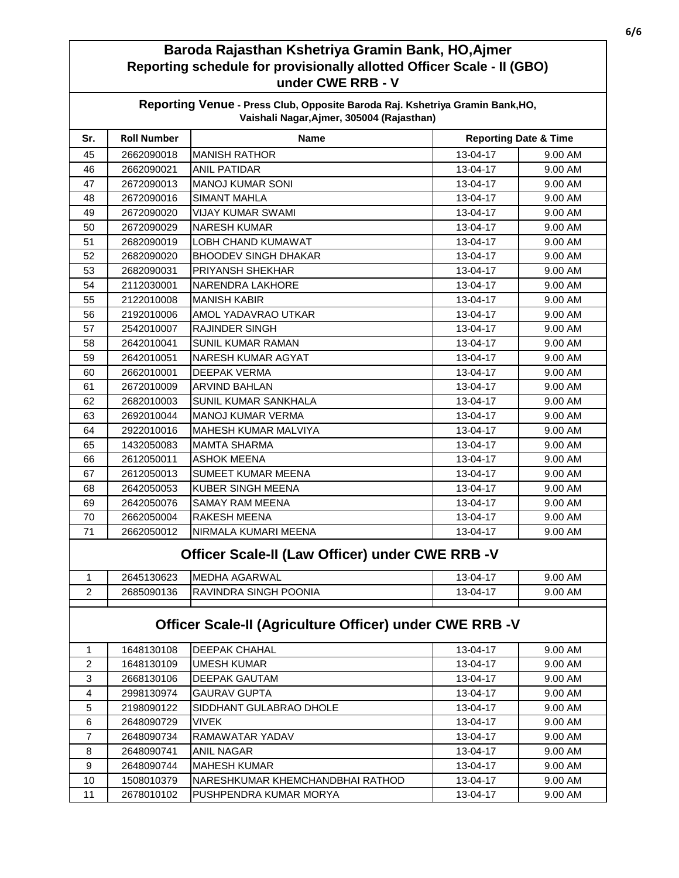# Baroda Rajasthan Kshetriya Gramin Bank, HO,Ajmer

## Reporting schedule for provisionally allotted Officer Scale - II (GBO) under CWE RRB - V

**Reporting Venue - Press Club, Opposite Baroda Raj. Kshetriya Gramin Bank,HO, Vaishali Nagar,Ajmer, 305004 (Rajasthan)**

| Sr. | Roll Number | Name | Reporting Date & Time | |
|---|---|---|---|---|
| 45 | 2662090018 | MANISH RATHOR | 13-04-17 | 9.00 AM |
| 46 | 2662090021 | ANIL PATIDAR | 13-04-17 | 9.00 AM |
| 47 | 2672090013 | MANOJ KUMAR SONI | 13-04-17 | 9.00 AM |
| 48 | 2672090016 | SIMANT MAHLA | 13-04-17 | 9.00 AM |
| 49 | 2672090020 | VIJAY KUMAR SWAMI | 13-04-17 | 9.00 AM |
| 50 | 2672090029 | NARESH KUMAR | 13-04-17 | 9.00 AM |
| 51 | 2682090019 | LOBH CHAND KUMAWAT | 13-04-17 | 9.00 AM |
| 52 | 2682090020 | BHOODEV SINGH DHAKAR | 13-04-17 | 9.00 AM |
| 53 | 2682090031 | PRIYANSH SHEKHAR | 13-04-17 | 9.00 AM |
| 54 | 2112030001 | NARENDRA LAKHORE | 13-04-17 | 9.00 AM |
| 55 | 2122010008 | MANISH KABIR | 13-04-17 | 9.00 AM |
| 56 | 2192010006 | AMOL YADAVRAO UTKAR | 13-04-17 | 9.00 AM |
| 57 | 2542010007 | RAJINDER SINGH | 13-04-17 | 9.00 AM |
| 58 | 2642010041 | SUNIL KUMAR RAMAN | 13-04-17 | 9.00 AM |
| 59 | 2642010051 | NARESH KUMAR AGYAT | 13-04-17 | 9.00 AM |
| 60 | 2662010001 | DEEPAK VERMA | 13-04-17 | 9.00 AM |
| 61 | 2672010009 | ARVIND BAHLAN | 13-04-17 | 9.00 AM |
| 62 | 2682010003 | SUNIL KUMAR SANKHALA | 13-04-17 | 9.00 AM |
| 63 | 2692010044 | MANOJ KUMAR VERMA | 13-04-17 | 9.00 AM |
| 64 | 2922010016 | MAHESH KUMAR MALVIYA | 13-04-17 | 9.00 AM |
| 65 | 1432050083 | MAMTA SHARMA | 13-04-17 | 9.00 AM |
| 66 | 2612050011 | ASHOK MEENA | 13-04-17 | 9.00 AM |
| 67 | 2612050013 | SUMEET KUMAR MEENA | 13-04-17 | 9.00 AM |
| 68 | 2642050053 | KUBER SINGH MEENA | 13-04-17 | 9.00 AM |
| 69 | 2642050076 | SAMAY RAM MEENA | 13-04-17 | 9.00 AM |
| 70 | 2662050004 | RAKESH MEENA | 13-04-17 | 9.00 AM |
| 71 | 2662050012 | NIRMALA KUMARI MEENA | 13-04-17 | 9.00 AM |

## Officer Scale-II (Law Officer) under CWE RRB -V

| Sr. | Roll Number | Name | Reporting Date & Time | |
|---|---|---|---|---|
| 1 | 2645130623 | MEDHA AGARWAL | 13-04-17 | 9.00 AM |
| 2 | 2685090136 | RAVINDRA SINGH POONIA | 13-04-17 | 9.00 AM |

## Officer Scale-II (Agriculture Officer) under CWE RRB -V

| Sr. | Roll Number | Name | Reporting Date & Time | |
|---|---|---|---|---|
| 1 | 1648130108 | DEEPAK CHAHAL | 13-04-17 | 9.00 AM |
| 2 | 1648130109 | UMESH KUMAR | 13-04-17 | 9.00 AM |
| 3 | 2668130106 | DEEPAK GAUTAM | 13-04-17 | 9.00 AM |
| 4 | 2998130974 | GAURAV GUPTA | 13-04-17 | 9.00 AM |
| 5 | 2198090122 | SIDDHANT GULABRAO DHOLE | 13-04-17 | 9.00 AM |
| 6 | 2648090729 | VIVEK | 13-04-17 | 9.00 AM |
| 7 | 2648090734 | RAMAWATAR YADAV | 13-04-17 | 9.00 AM |
| 8 | 2648090741 | ANIL NAGAR | 13-04-17 | 9.00 AM |
| 9 | 2648090744 | MAHESH KUMAR | 13-04-17 | 9.00 AM |
| 10 | 1508010379 | NARESHKUMAR KHEMCHANDBHAI RATHOD | 13-04-17 | 9.00 AM |
| 11 | 2678010102 | PUSHPENDRA KUMAR MORYA | 13-04-17 | 9.00 AM |